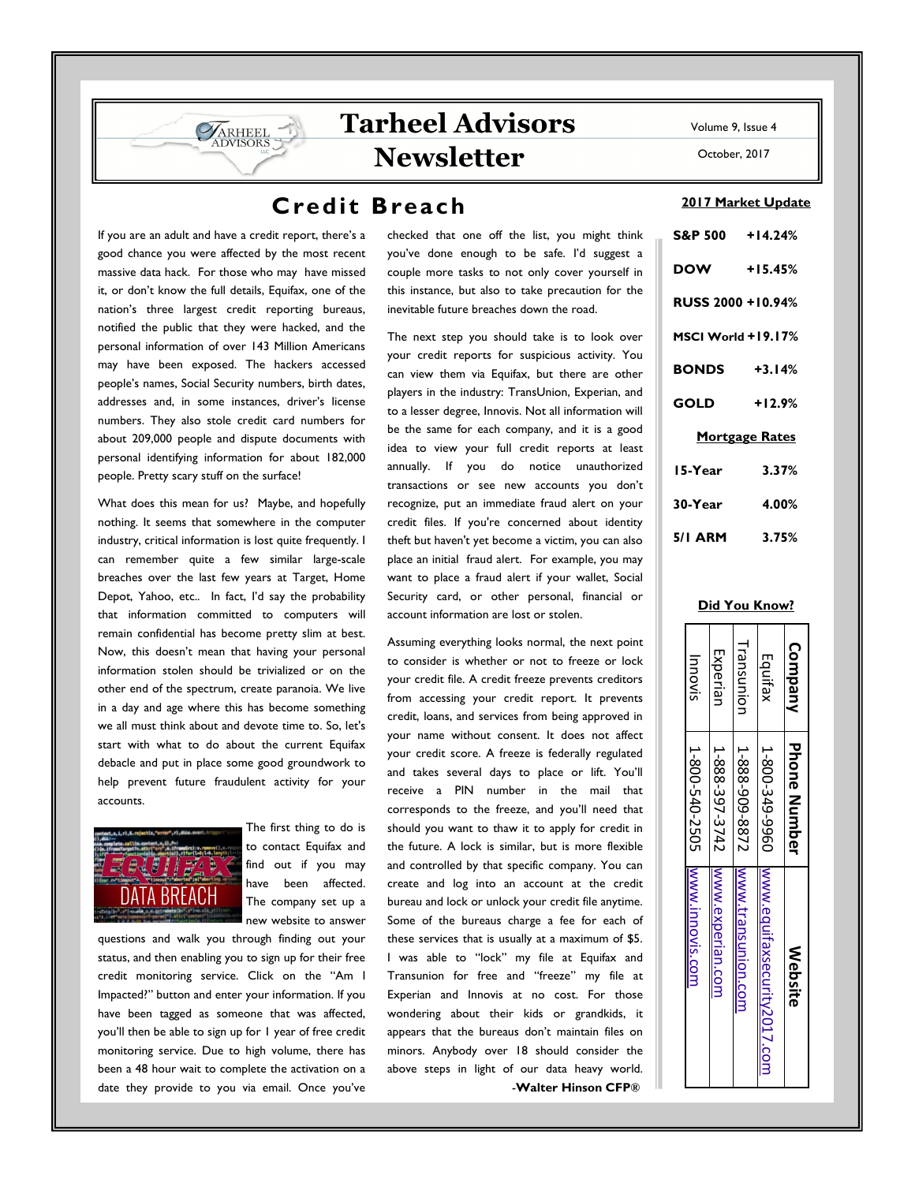# Tarheel Advisors Newsletter

Volume 9, Issue 4

October, 2017

## Credit Breach

If you are an adult and have a credit report, there's a good chance you were affected by the most recent massive data hack. For those who may have missed it, or don't know the full details, Equifax, one of the nation's three largest credit reporting bureaus, notified the public that they were hacked, and the personal information of over 143 Million Americans may have been exposed. The hackers accessed people's names, Social Security numbers, birth dates, addresses and, in some instances, driver's license numbers. They also stole credit card numbers for about 209,000 people and dispute documents with personal identifying information for about 182,000 people. Pretty scary stuff on the surface!

What does this mean for us? Maybe, and hopefully nothing. It seems that somewhere in the computer industry, critical information is lost quite frequently. I can remember quite a few similar large-scale breaches over the last few years at Target, Home Depot, Yahoo, etc.. In fact, I'd say the probability that information committed to computers will remain confidential has become pretty slim at best. Now, this doesn't mean that having your personal information stolen should be trivialized or on the other end of the spectrum, create paranoia. We live in a day and age where this has become something we all must think about and devote time to. So, let's start with what to do about the current Equifax debacle and put in place some good groundwork to help prevent future fraudulent activity for your accounts.

The first thing to do is to contact Equifax and find out if you have been affected. The company set up a new website to answer questions and walk you through finding out your status, and then enabling you to sign up for their free credit monitoring service. Click on the "Am I Impacted?" button and enter your information. If you have been tagged as someone that was affected, you'll then be able to sign up for 1 year of free credit monitoring service. Due to high volume, there has been a 48 hour wait to complete the activation on a date they provide to you via email. Once you've checked that one off the list, you might think you've done enough to be safe. I'd suggest a couple more tasks to not only cover yourself in this instance, but also to take precaution for the inevitable future breaches down the road.

The next step you should take is to look over your credit reports for suspicious activity. You can view them via Equifax, but there are other players in the industry: TransUnion, Experian, and to a lesser degree, Innovis. Not all information will be the same for each company, and it is a good idea to view your full credit reports at least annually. If you do notice unauthorized transactions or see new accounts you don't recognize, put an immediate fraud alert on your credit files. If you're concerned about identity theft but haven't yet become a victim, you can also place an initial fraud alert. For example, you may want to place a fraud alert if your wallet, Social Security card, or other personal, financial or account information are lost or stolen.

Assuming everything looks normal, the next point to consider is whether or not to freeze or lock your credit file. A credit freeze prevents creditors from accessing your credit report. It prevents credit, loans, and services from being approved in your name without consent. It does not affect your credit score. A freeze is federally regulated and takes several days to place or lift. You'll receive a PIN number in the mail that corresponds to the freeze, and you'll need that should you want to thaw it to apply for credit in the future. A lock is similar, but is more flexible and controlled by that specific company. You can create and log into an account at the credit bureau and lock or unlock your credit file anytime. Some of the bureaus charge a fee for each of these services that is usually at a maximum of $5. I was able to "lock" my file at Equifax and Transunion for free and "freeze" my file at Experian and Innovis at no cost. For those wondering about their kids or grandkids, it appears that the bureaus don't maintain files on minors. Anybody over 18 should consider the above steps in light of our data heavy world.

**-Walter Hinson CFP®**

### 2017 Market Update

| | |
|---|---|
| S&P 500 | +14.24% |
| DOW | +15.45% |
| RUSS 2000 | +10.94% |
| MSCI World | +19.17% |
| BONDS | +3.14% |
| GOLD | +12.9% |

### Mortgage Rates

| | |
|---|---|
| 15-Year | 3.37% |
| 30-Year | 4.00% |
| 5/1 ARM | 3.75% |

### Did You Know?

| Company | Phone Number | Website |
|---|---|---|
| Equifax | 1-800-349-9960 | www.equifaxsecurity2017.com |
| Transunion | 1-888-909-8872 | www.transunion.com |
| Experian | 1-888-397-3742 | www.experian.com |
| Innovis | 1-800-540-2505 | www.innovis.com |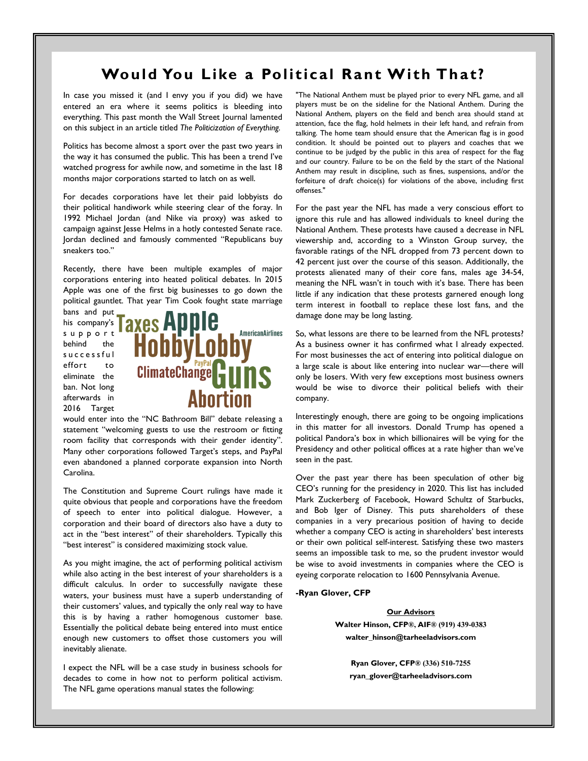# Would You Like a Political Rant With That?

In case you missed it (and I envy you if you did) we have entered an era where it seems politics is bleeding into everything. This past month the Wall Street Journal lamented on this subject in an article titled *The Politicization of Everything.*

Politics has become almost a sport over the past two years in the way it has consumed the public. This has been a trend I've watched progress for awhile now, and sometime in the last 18 months major corporations started to latch on as well.

For decades corporations have let their paid lobbyists do their political handiwork while steering clear of the foray. In 1992 Michael Jordan (and Nike via proxy) was asked to campaign against Jesse Helms in a hotly contested Senate race. Jordan declined and famously commented "Republicans buy sneakers too."

Recently, there have been multiple examples of major corporations entering into heated political debates. In 2015 Apple was one of the first big businesses to go down the political gauntlet. That year Tim Cook fought state marriage bans and put his company's support behind the successful effort to eliminate the ban. Not long afterwards in 2016 Target would enter into the "NC Bathroom Bill" debate releasing a statement "welcoming guests to use the restroom or fitting room facility that corresponds with their gender identity". Many other corporations followed Target's steps, and PayPal even abandoned a planned corporate expansion into North Carolina.

Taxes Apple AmericanAirlines HobbyLobby PayPal ClimateChange Guns Abortion

The Constitution and Supreme Court rulings have made it quite obvious that people and corporations have the freedom of speech to enter into political dialogue. However, a corporation and their board of directors also have a duty to act in the "best interest" of their shareholders. Typically this "best interest" is considered maximizing stock value.

As you might imagine, the act of performing political activism while also acting in the best interest of your shareholders is a difficult calculus. In order to successfully navigate these waters, your business must have a superb understanding of their customers' values, and typically the only real way to have this is by having a rather homogenous customer base. Essentially the political debate being entered into must entice enough new customers to offset those customers you will inevitably alienate.

I expect the NFL will be a case study in business schools for decades to come in how not to perform political activism. The NFL game operations manual states the following:

"The National Anthem must be played prior to every NFL game, and all players must be on the sideline for the National Anthem. During the National Anthem, players on the field and bench area should stand at attention, face the flag, hold helmets in their left hand, and refrain from talking. The home team should ensure that the American flag is in good condition. It should be pointed out to players and coaches that we continue to be judged by the public in this area of respect for the flag and our country. Failure to be on the field by the start of the National Anthem may result in discipline, such as fines, suspensions, and/or the forfeiture of draft choice(s) for violations of the above, including first offenses."

For the past year the NFL has made a very conscious effort to ignore this rule and has allowed individuals to kneel during the National Anthem. These protests have caused a decrease in NFL viewership and, according to a Winston Group survey, the favorable ratings of the NFL dropped from 73 percent down to 42 percent just over the course of this season. Additionally, the protests alienated many of their core fans, males age 34-54, meaning the NFL wasn't in touch with it's base. There has been little if any indication that these protests garnered enough long term interest in football to replace these lost fans, and the damage done may be long lasting.

So, what lessons are there to be learned from the NFL protests? As a business owner it has confirmed what I already expected. For most businesses the act of entering into political dialogue on a large scale is about like entering into nuclear war—there will only be losers. With very few exceptions most business owners would be wise to divorce their political beliefs with their company.

Interestingly enough, there are going to be ongoing implications in this matter for all investors. Donald Trump has opened a political Pandora's box in which billionaires will be vying for the Presidency and other political offices at a rate higher than we've seen in the past.

Over the past year there has been speculation of other big CEO's running for the presidency in 2020. This list has included Mark Zuckerberg of Facebook, Howard Schultz of Starbucks, and Bob Iger of Disney. This puts shareholders of these companies in a very precarious position of having to decide whether a company CEO is acting in shareholders' best interests or their own political self-interest. Satisfying these two masters seems an impossible task to me, so the prudent investor would be wise to avoid investments in companies where the CEO is eyeing corporate relocation to 1600 Pennsylvania Avenue.

**-Ryan Glover, CFP**

**Our Advisors**

**Walter Hinson, CFP®, AIF® (919) 439-0383**
**walter_hinson@tarheeladvisors.com**

**Ryan Glover, CFP® (336) 510-7255**
**ryan_glover@tarheeladvisors.com**